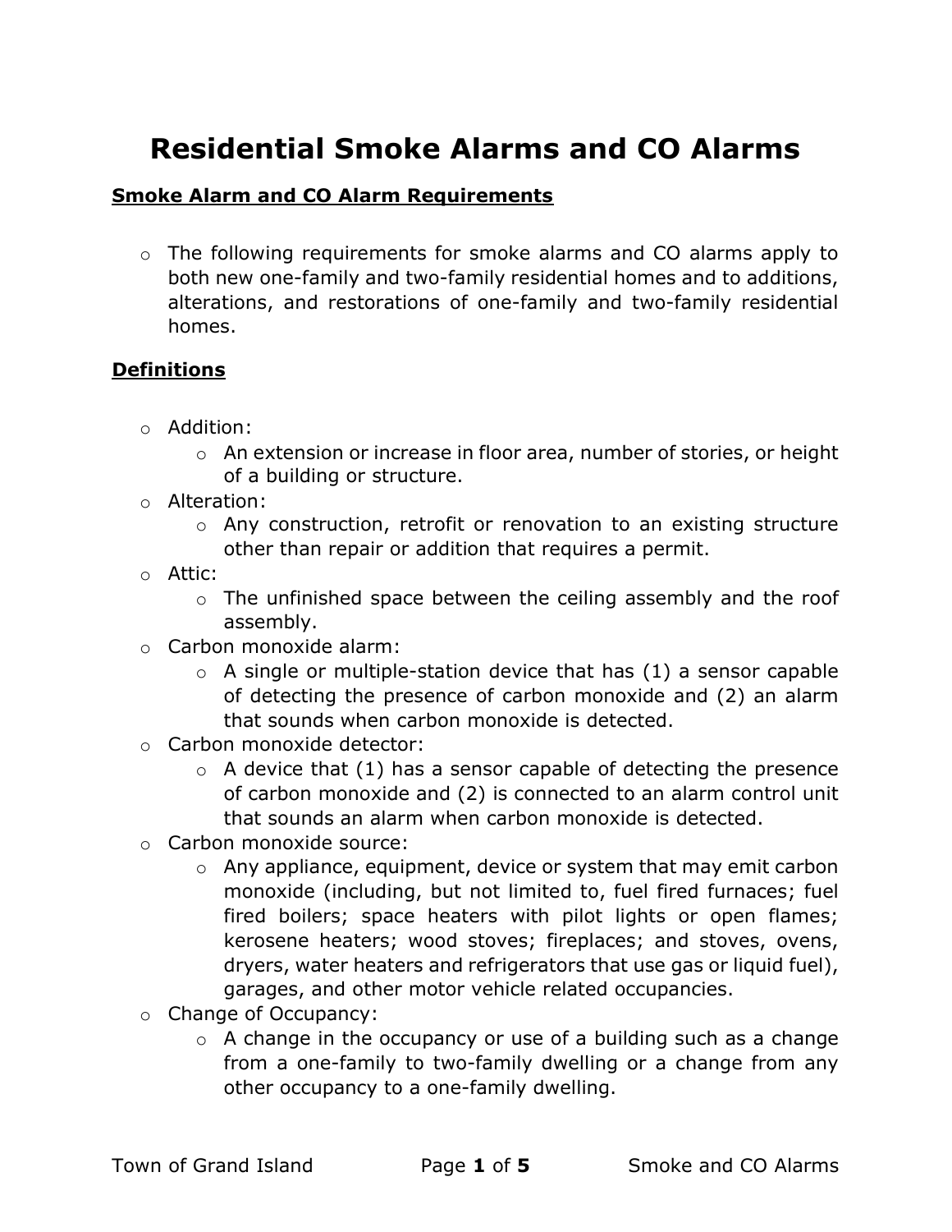# Residential Smoke Alarms and CO Alarms

## Smoke Alarm and CO Alarm Requirements

- The following requirements for smoke alarms and CO alarms apply to both new one-family and two-family residential homes and to additions, alterations, and restorations of one-family and two-family residential homes.

## Definitions

- Addition:
  - An extension or increase in floor area, number of stories, or height of a building or structure.
- Alteration:
  - Any construction, retrofit or renovation to an existing structure other than repair or addition that requires a permit.
- Attic:
  - The unfinished space between the ceiling assembly and the roof assembly.
- Carbon monoxide alarm:
  - A single or multiple-station device that has (1) a sensor capable of detecting the presence of carbon monoxide and (2) an alarm that sounds when carbon monoxide is detected.
- Carbon monoxide detector:
  - A device that (1) has a sensor capable of detecting the presence of carbon monoxide and (2) is connected to an alarm control unit that sounds an alarm when carbon monoxide is detected.
- Carbon monoxide source:
  - Any appliance, equipment, device or system that may emit carbon monoxide (including, but not limited to, fuel fired furnaces; fuel fired boilers; space heaters with pilot lights or open flames; kerosene heaters; wood stoves; fireplaces; and stoves, ovens, dryers, water heaters and refrigerators that use gas or liquid fuel), garages, and other motor vehicle related occupancies.
- Change of Occupancy:
  - A change in the occupancy or use of a building such as a change from a one-family to two-family dwelling or a change from any other occupancy to a one-family dwelling.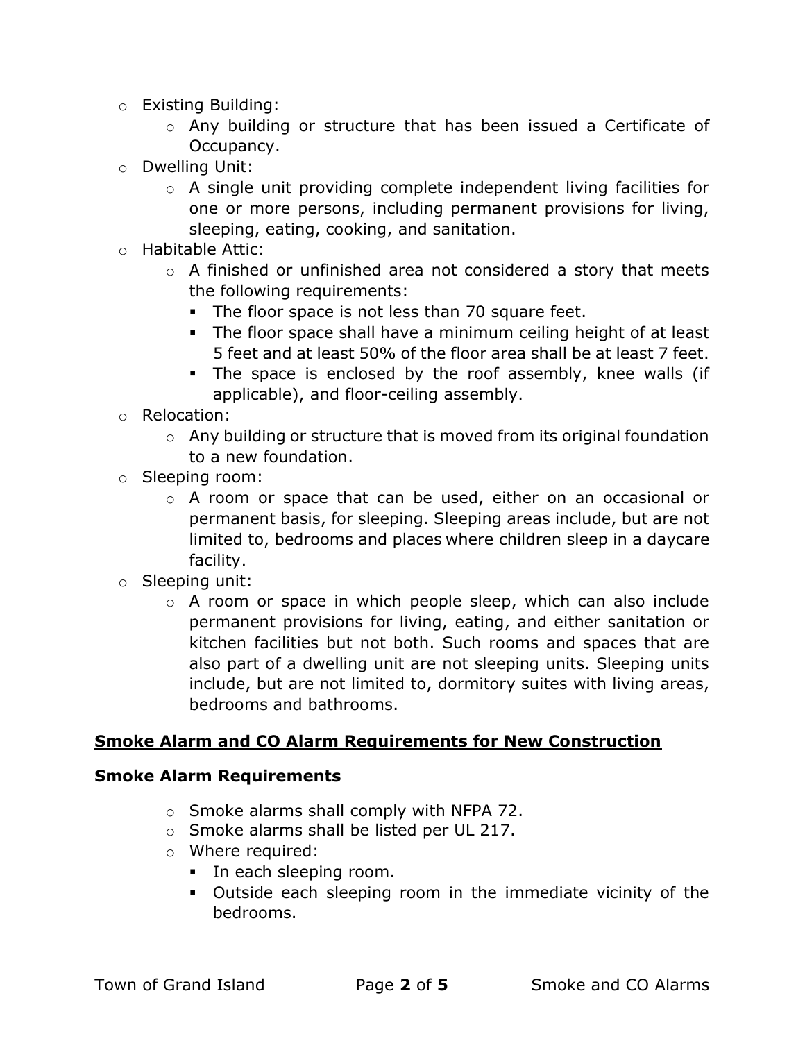- Existing Building:
  - Any building or structure that has been issued a Certificate of Occupancy.
- Dwelling Unit:
  - A single unit providing complete independent living facilities for one or more persons, including permanent provisions for living, sleeping, eating, cooking, and sanitation.
- Habitable Attic:
  - A finished or unfinished area not considered a story that meets the following requirements:
    - The floor space is not less than 70 square feet.
    - The floor space shall have a minimum ceiling height of at least 5 feet and at least 50% of the floor area shall be at least 7 feet.
    - The space is enclosed by the roof assembly, knee walls (if applicable), and floor-ceiling assembly.
- Relocation:
  - Any building or structure that is moved from its original foundation to a new foundation.
- Sleeping room:
  - A room or space that can be used, either on an occasional or permanent basis, for sleeping. Sleeping areas include, but are not limited to, bedrooms and places where children sleep in a daycare facility.
- Sleeping unit:
  - A room or space in which people sleep, which can also include permanent provisions for living, eating, and either sanitation or kitchen facilities but not both. Such rooms and spaces that are also part of a dwelling unit are not sleeping units. Sleeping units include, but are not limited to, dormitory suites with living areas, bedrooms and bathrooms.

## Smoke Alarm and CO Alarm Requirements for New Construction

### Smoke Alarm Requirements

- Smoke alarms shall comply with NFPA 72.
- Smoke alarms shall be listed per UL 217.
- Where required:
  - In each sleeping room.
  - Outside each sleeping room in the immediate vicinity of the bedrooms.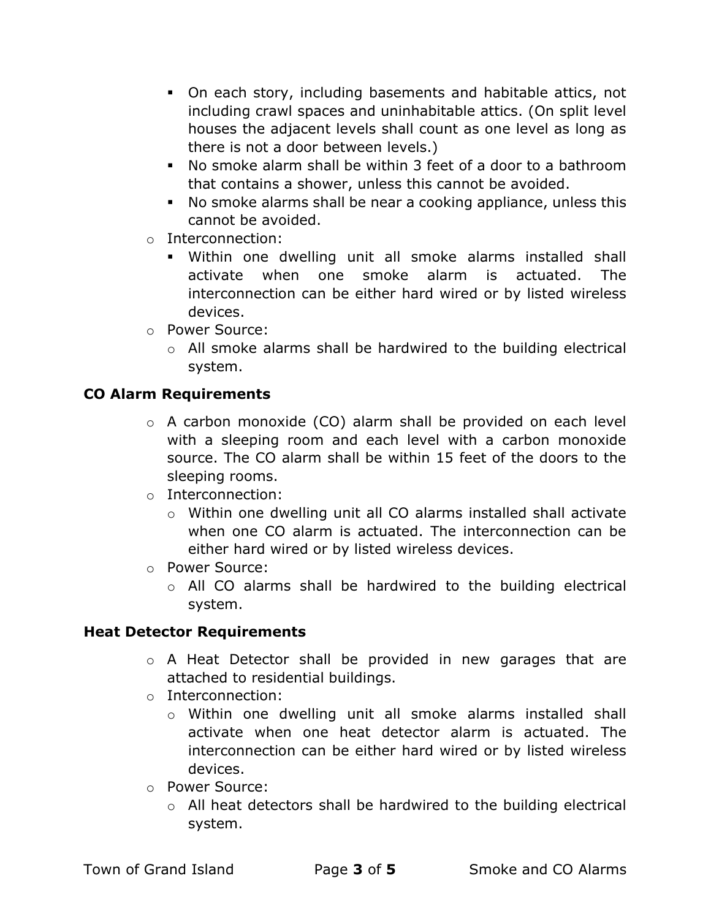- On each story, including basements and habitable attics, not including crawl spaces and uninhabitable attics. (On split level houses the adjacent levels shall count as one level as long as there is not a door between levels.)
  - No smoke alarm shall be within 3 feet of a door to a bathroom that contains a shower, unless this cannot be avoided.
  - No smoke alarms shall be near a cooking appliance, unless this cannot be avoided.
- Interconnection:
  - Within one dwelling unit all smoke alarms installed shall activate when one smoke alarm is actuated. The interconnection can be either hard wired or by listed wireless devices.
- Power Source:
  - All smoke alarms shall be hardwired to the building electrical system.

**CO Alarm Requirements**

- A carbon monoxide (CO) alarm shall be provided on each level with a sleeping room and each level with a carbon monoxide source. The CO alarm shall be within 15 feet of the doors to the sleeping rooms.
- Interconnection:
  - Within one dwelling unit all CO alarms installed shall activate when one CO alarm is actuated. The interconnection can be either hard wired or by listed wireless devices.
- Power Source:
  - All CO alarms shall be hardwired to the building electrical system.

**Heat Detector Requirements**

- A Heat Detector shall be provided in new garages that are attached to residential buildings.
- Interconnection:
  - Within one dwelling unit all smoke alarms installed shall activate when one heat detector alarm is actuated. The interconnection can be either hard wired or by listed wireless devices.
- Power Source:
  - All heat detectors shall be hardwired to the building electrical system.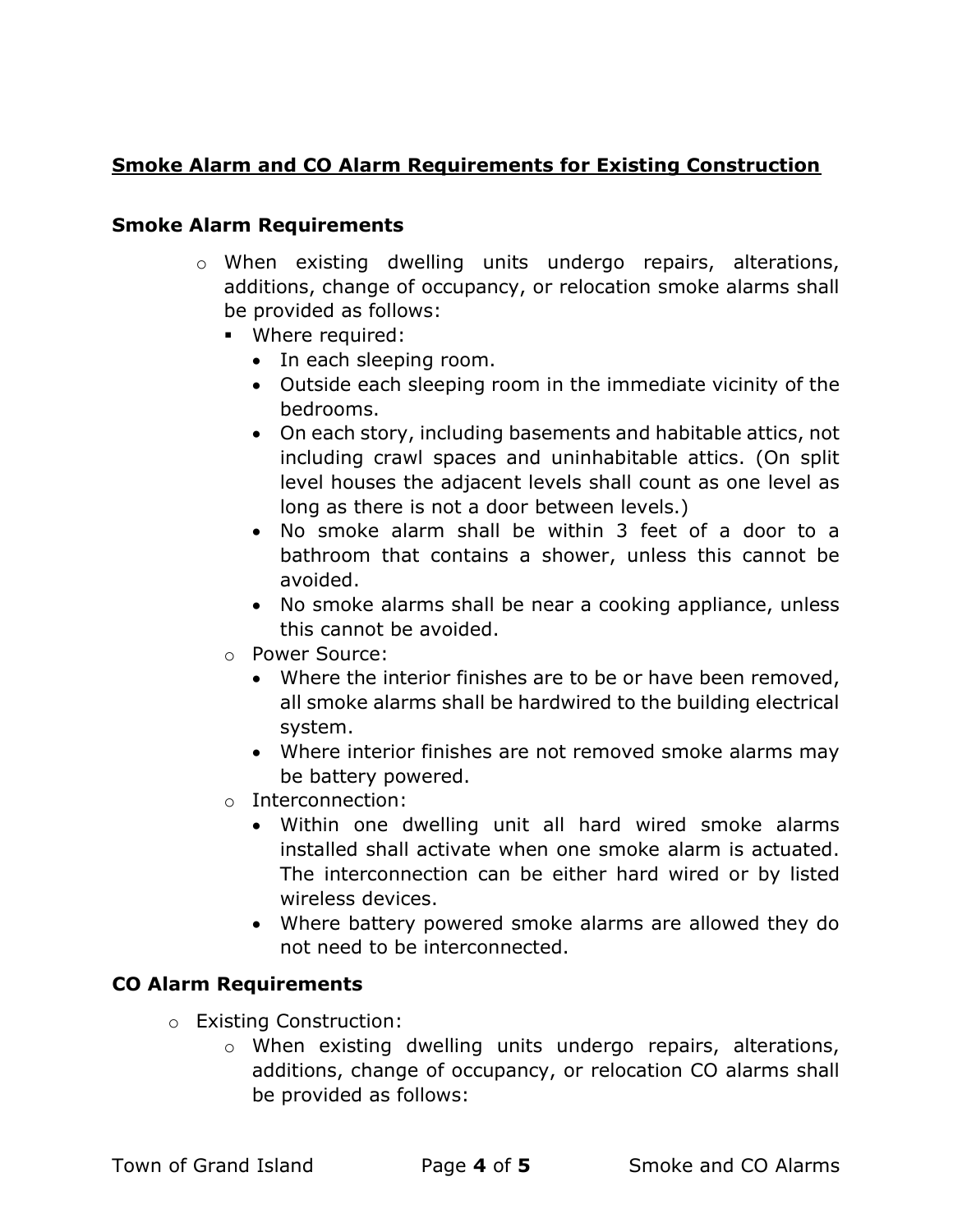## Smoke Alarm and CO Alarm Requirements for Existing Construction

### Smoke Alarm Requirements

- When existing dwelling units undergo repairs, alterations, additions, change of occupancy, or relocation smoke alarms shall be provided as follows:
  - Where required:
    - In each sleeping room.
    - Outside each sleeping room in the immediate vicinity of the bedrooms.
    - On each story, including basements and habitable attics, not including crawl spaces and uninhabitable attics. (On split level houses the adjacent levels shall count as one level as long as there is not a door between levels.)
    - No smoke alarm shall be within 3 feet of a door to a bathroom that contains a shower, unless this cannot be avoided.
    - No smoke alarms shall be near a cooking appliance, unless this cannot be avoided.
  - Power Source:
    - Where the interior finishes are to be or have been removed, all smoke alarms shall be hardwired to the building electrical system.
    - Where interior finishes are not removed smoke alarms may be battery powered.
  - Interconnection:
    - Within one dwelling unit all hard wired smoke alarms installed shall activate when one smoke alarm is actuated. The interconnection can be either hard wired or by listed wireless devices.
    - Where battery powered smoke alarms are allowed they do not need to be interconnected.

### CO Alarm Requirements

- Existing Construction:
  - When existing dwelling units undergo repairs, alterations, additions, change of occupancy, or relocation CO alarms shall be provided as follows: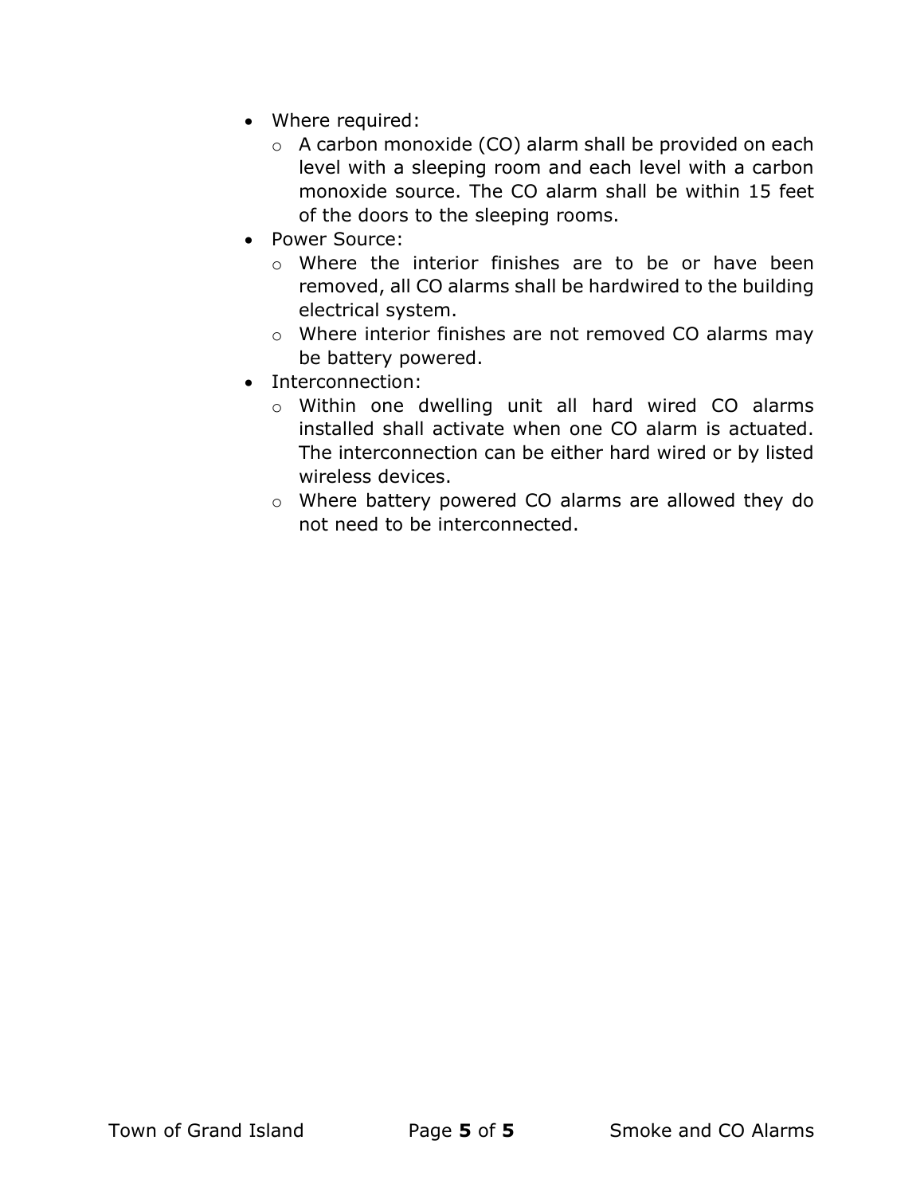- Where required:
  - A carbon monoxide (CO) alarm shall be provided on each level with a sleeping room and each level with a carbon monoxide source. The CO alarm shall be within 15 feet of the doors to the sleeping rooms.
- Power Source:
  - Where the interior finishes are to be or have been removed, all CO alarms shall be hardwired to the building electrical system.
  - Where interior finishes are not removed CO alarms may be battery powered.
- Interconnection:
  - Within one dwelling unit all hard wired CO alarms installed shall activate when one CO alarm is actuated. The interconnection can be either hard wired or by listed wireless devices.
  - Where battery powered CO alarms are allowed they do not need to be interconnected.